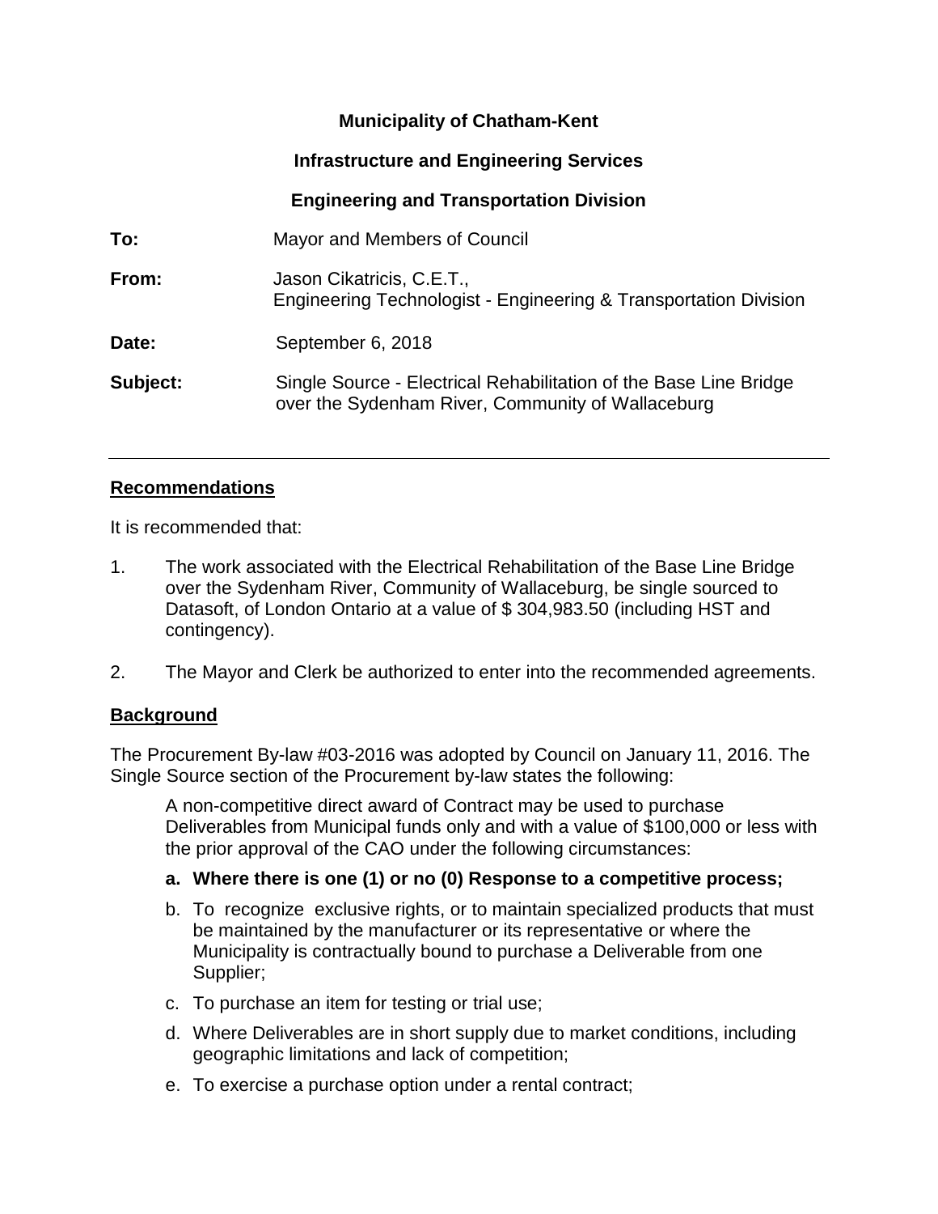**Municipality of Chatham-Kent**

**Infrastructure and Engineering Services**

**Engineering and Transportation Division**

**To:** Mayor and Members of Council

**From:** Jason Cikatricis, C.E.T., Engineering Technologist - Engineering & Transportation Division

**Date:** September 6, 2018

**Subject:** Single Source - Electrical Rehabilitation of the Base Line Bridge over the Sydenham River, Community of Wallaceburg

---

## Recommendations

It is recommended that:

1. The work associated with the Electrical Rehabilitation of the Base Line Bridge over the Sydenham River, Community of Wallaceburg, be single sourced to Datasoft, of London Ontario at a value of $ 304,983.50 (including HST and contingency).

2. The Mayor and Clerk be authorized to enter into the recommended agreements.

## Background

The Procurement By-law #03-2016 was adopted by Council on January 11, 2016. The Single Source section of the Procurement by-law states the following:

> A non-competitive direct award of Contract may be used to purchase Deliverables from Municipal funds only and with a value of $100,000 or less with the prior approval of the CAO under the following circumstances:
>
> a. **Where there is one (1) or no (0) Response to a competitive process;**
>
> b. To recognize exclusive rights, or to maintain specialized products that must be maintained by the manufacturer or its representative or where the Municipality is contractually bound to purchase a Deliverable from one Supplier;
>
> c. To purchase an item for testing or trial use;
>
> d. Where Deliverables are in short supply due to market conditions, including geographic limitations and lack of competition;
>
> e. To exercise a purchase option under a rental contract;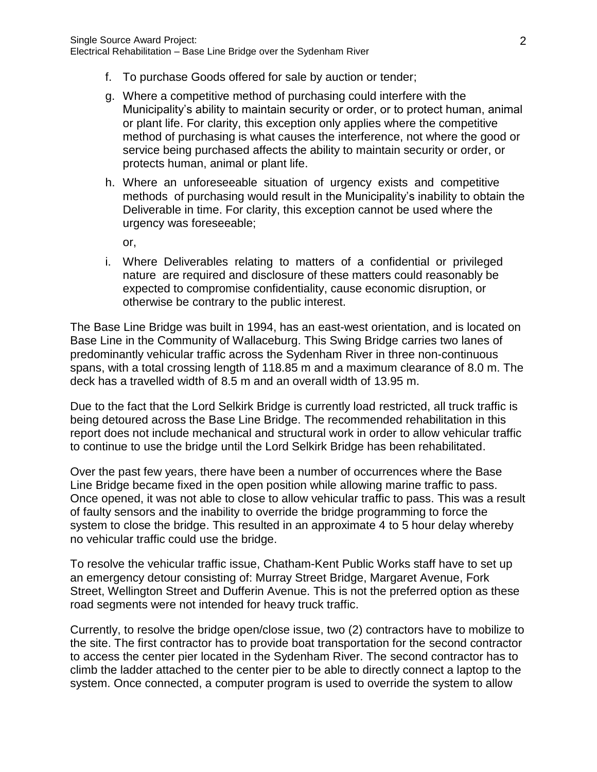f. To purchase Goods offered for sale by auction or tender;

g. Where a competitive method of purchasing could interfere with the Municipality's ability to maintain security or order, or to protect human, animal or plant life. For clarity, this exception only applies where the competitive method of purchasing is what causes the interference, not where the good or service being purchased affects the ability to maintain security or order, or protects human, animal or plant life.

h. Where an unforeseeable situation of urgency exists and competitive methods of purchasing would result in the Municipality's inability to obtain the Deliverable in time. For clarity, this exception cannot be used where the urgency was foreseeable;

   or,

i. Where Deliverables relating to matters of a confidential or privileged nature are required and disclosure of these matters could reasonably be expected to compromise confidentiality, cause economic disruption, or otherwise be contrary to the public interest.

The Base Line Bridge was built in 1994, has an east-west orientation, and is located on Base Line in the Community of Wallaceburg. This Swing Bridge carries two lanes of predominantly vehicular traffic across the Sydenham River in three non-continuous spans, with a total crossing length of 118.85 m and a maximum clearance of 8.0 m. The deck has a travelled width of 8.5 m and an overall width of 13.95 m.

Due to the fact that the Lord Selkirk Bridge is currently load restricted, all truck traffic is being detoured across the Base Line Bridge. The recommended rehabilitation in this report does not include mechanical and structural work in order to allow vehicular traffic to continue to use the bridge until the Lord Selkirk Bridge has been rehabilitated.

Over the past few years, there have been a number of occurrences where the Base Line Bridge became fixed in the open position while allowing marine traffic to pass. Once opened, it was not able to close to allow vehicular traffic to pass. This was a result of faulty sensors and the inability to override the bridge programming to force the system to close the bridge. This resulted in an approximate 4 to 5 hour delay whereby no vehicular traffic could use the bridge.

To resolve the vehicular traffic issue, Chatham-Kent Public Works staff have to set up an emergency detour consisting of: Murray Street Bridge, Margaret Avenue, Fork Street, Wellington Street and Dufferin Avenue. This is not the preferred option as these road segments were not intended for heavy truck traffic.

Currently, to resolve the bridge open/close issue, two (2) contractors have to mobilize to the site. The first contractor has to provide boat transportation for the second contractor to access the center pier located in the Sydenham River. The second contractor has to climb the ladder attached to the center pier to be able to directly connect a laptop to the system. Once connected, a computer program is used to override the system to allow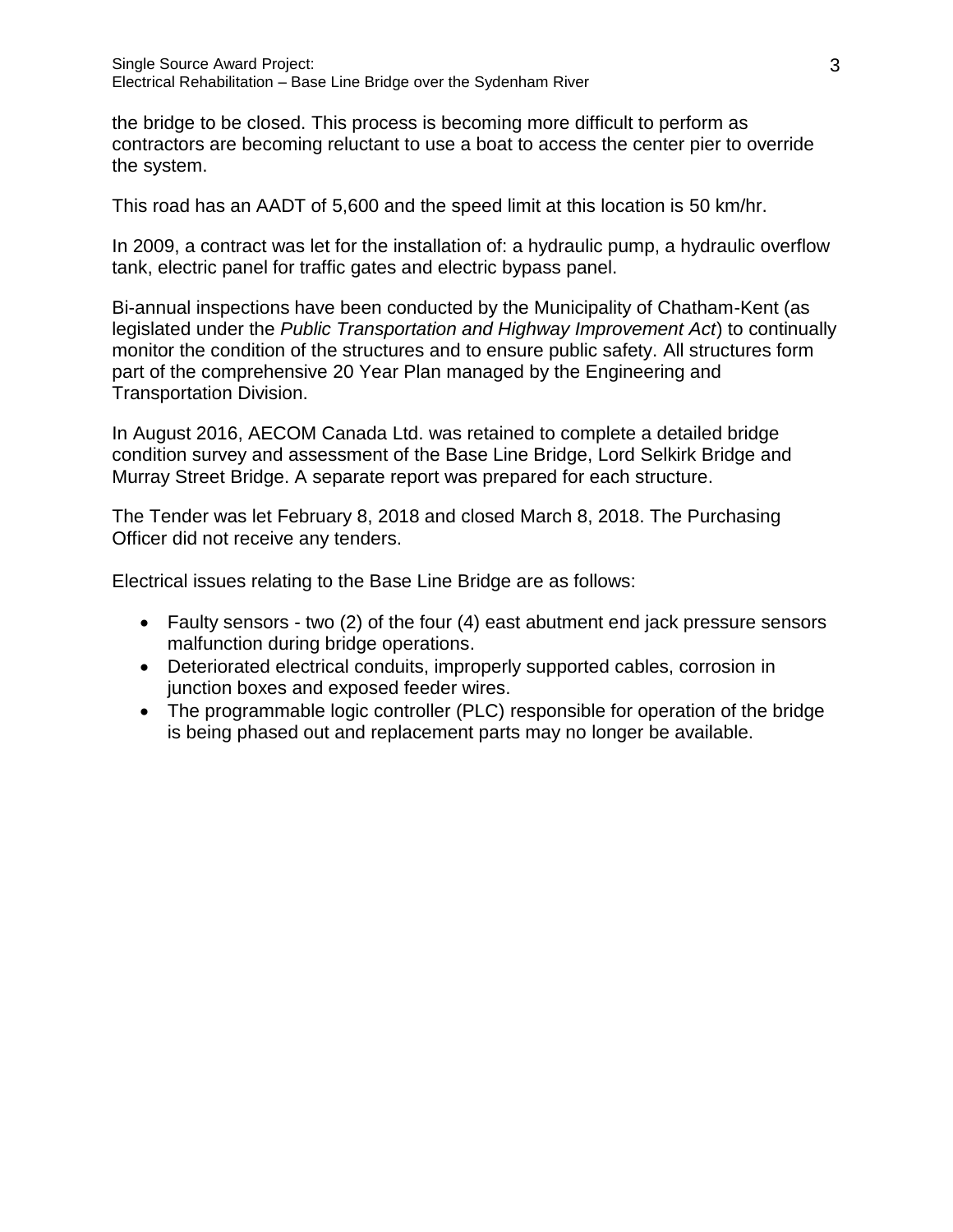the bridge to be closed. This process is becoming more difficult to perform as contractors are becoming reluctant to use a boat to access the center pier to override the system.

This road has an AADT of 5,600 and the speed limit at this location is 50 km/hr.

In 2009, a contract was let for the installation of: a hydraulic pump, a hydraulic overflow tank, electric panel for traffic gates and electric bypass panel.

Bi-annual inspections have been conducted by the Municipality of Chatham-Kent (as legislated under the *Public Transportation and Highway Improvement Act*) to continually monitor the condition of the structures and to ensure public safety. All structures form part of the comprehensive 20 Year Plan managed by the Engineering and Transportation Division.

In August 2016, AECOM Canada Ltd. was retained to complete a detailed bridge condition survey and assessment of the Base Line Bridge, Lord Selkirk Bridge and Murray Street Bridge. A separate report was prepared for each structure.

The Tender was let February 8, 2018 and closed March 8, 2018. The Purchasing Officer did not receive any tenders.

Electrical issues relating to the Base Line Bridge are as follows:

- Faulty sensors - two (2) of the four (4) east abutment end jack pressure sensors malfunction during bridge operations.
- Deteriorated electrical conduits, improperly supported cables, corrosion in junction boxes and exposed feeder wires.
- The programmable logic controller (PLC) responsible for operation of the bridge is being phased out and replacement parts may no longer be available.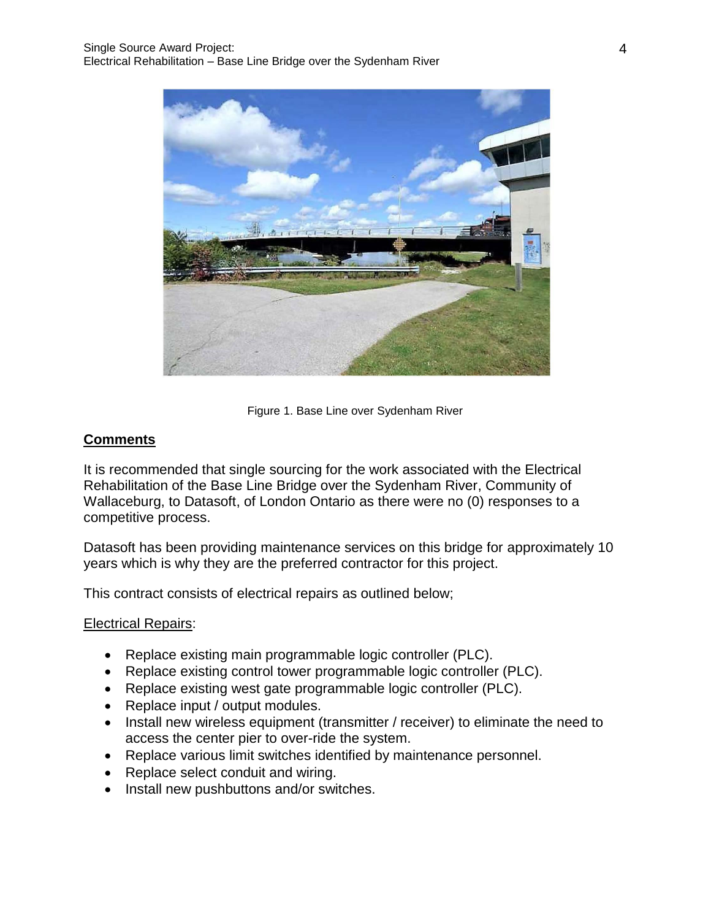Figure 1. Base Line over Sydenham River

## Comments

It is recommended that single sourcing for the work associated with the Electrical Rehabilitation of the Base Line Bridge over the Sydenham River, Community of Wallaceburg, to Datasoft, of London Ontario as there were no (0) responses to a competitive process.

Datasoft has been providing maintenance services on this bridge for approximately 10 years which is why they are the preferred contractor for this project.

This contract consists of electrical repairs as outlined below;

Electrical Repairs:

- Replace existing main programmable logic controller (PLC).
- Replace existing control tower programmable logic controller (PLC).
- Replace existing west gate programmable logic controller (PLC).
- Replace input / output modules.
- Install new wireless equipment (transmitter / receiver) to eliminate the need to access the center pier to over-ride the system.
- Replace various limit switches identified by maintenance personnel.
- Replace select conduit and wiring.
- Install new pushbuttons and/or switches.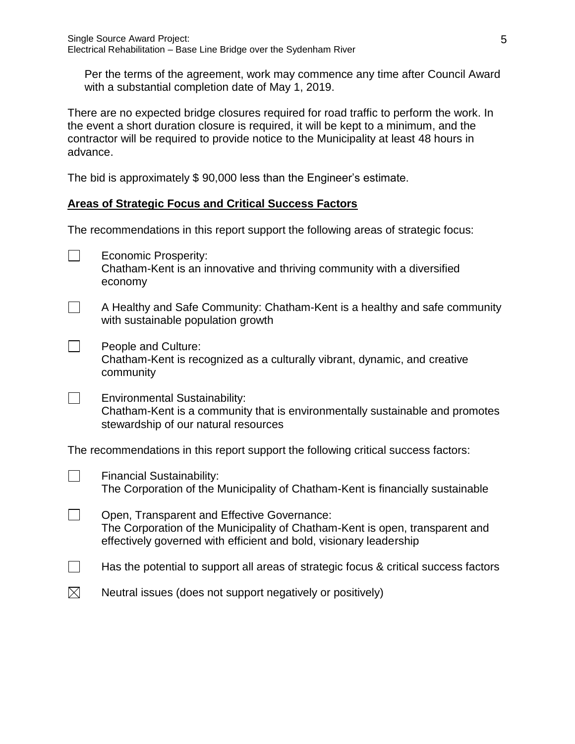Per the terms of the agreement, work may commence any time after Council Award with a substantial completion date of May 1, 2019.

There are no expected bridge closures required for road traffic to perform the work. In the event a short duration closure is required, it will be kept to a minimum, and the contractor will be required to provide notice to the Municipality at least 48 hours in advance.

The bid is approximately $ 90,000 less than the Engineer's estimate.

## Areas of Strategic Focus and Critical Success Factors

The recommendations in this report support the following areas of strategic focus:

- ☐ Economic Prosperity:
  Chatham-Kent is an innovative and thriving community with a diversified economy

- ☐ A Healthy and Safe Community: Chatham-Kent is a healthy and safe community with sustainable population growth

- ☐ People and Culture:
  Chatham-Kent is recognized as a culturally vibrant, dynamic, and creative community

- ☐ Environmental Sustainability:
  Chatham-Kent is a community that is environmentally sustainable and promotes stewardship of our natural resources

The recommendations in this report support the following critical success factors:

- ☐ Financial Sustainability:
  The Corporation of the Municipality of Chatham-Kent is financially sustainable

- ☐ Open, Transparent and Effective Governance:
  The Corporation of the Municipality of Chatham-Kent is open, transparent and effectively governed with efficient and bold, visionary leadership

- ☐ Has the potential to support all areas of strategic focus & critical success factors

- ☒ Neutral issues (does not support negatively or positively)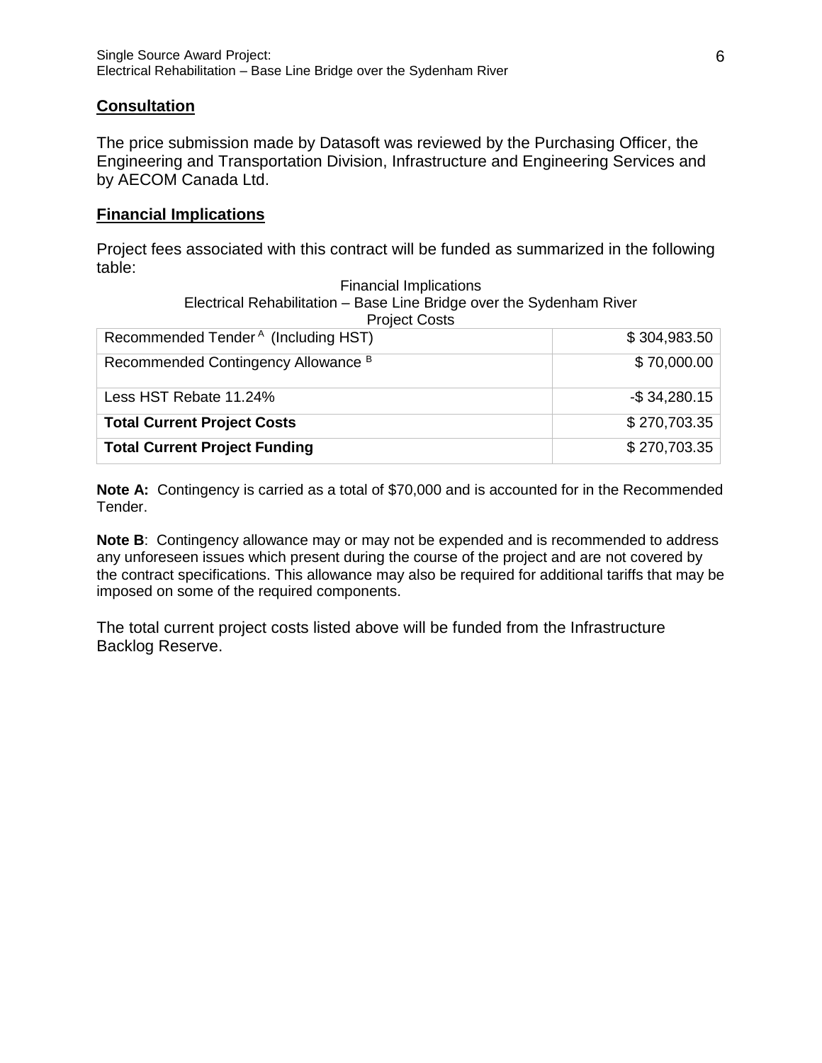## Consultation

The price submission made by Datasoft was reviewed by the Purchasing Officer, the Engineering and Transportation Division, Infrastructure and Engineering Services and by AECOM Canada Ltd.

## Financial Implications

Project fees associated with this contract will be funded as summarized in the following table:

Financial Implications
Electrical Rehabilitation – Base Line Bridge over the Sydenham River
Project Costs

| Item | Amount |
|---|---|
| Recommended Tender [A] (Including HST) | $ 304,983.50 |
| Recommended Contingency Allowance [B] | $ 70,000.00 |
| Less HST Rebate 11.24% | -$ 34,280.15 |
| **Total Current Project Costs** | $ 270,703.35 |
| **Total Current Project Funding** | $ 270,703.35 |

**Note A:** Contingency is carried as a total of $70,000 and is accounted for in the Recommended Tender.

**Note B**: Contingency allowance may or may not be expended and is recommended to address any unforeseen issues which present during the course of the project and are not covered by the contract specifications. This allowance may also be required for additional tariffs that may be imposed on some of the required components.

The total current project costs listed above will be funded from the Infrastructure Backlog Reserve.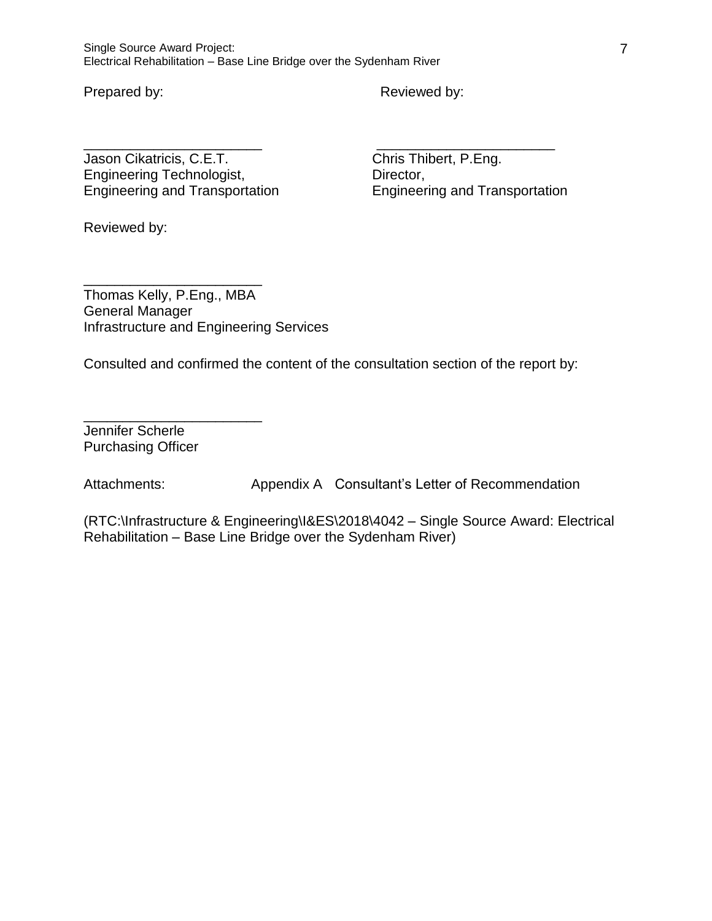Prepared by: Reviewed by:

\_\_\_\_\_\_\_\_\_\_\_\_\_\_\_\_\_\_\_\_\_\_\_\_

Jason Cikatricis, C.E.T.
Engineering Technologist,
Engineering and Transportation

\_\_\_\_\_\_\_\_\_\_\_\_\_\_\_\_\_\_\_\_\_\_\_\_

Chris Thibert, P.Eng.
Director,
Engineering and Transportation

Reviewed by:

\_\_\_\_\_\_\_\_\_\_\_\_\_\_\_\_\_\_\_\_\_\_\_\_

Thomas Kelly, P.Eng., MBA
General Manager
Infrastructure and Engineering Services

Consulted and confirmed the content of the consultation section of the report by:

\_\_\_\_\_\_\_\_\_\_\_\_\_\_\_\_\_\_\_\_\_\_\_\_

Jennifer Scherle
Purchasing Officer

Attachments: Appendix A Consultant's Letter of Recommendation

(RTC:\Infrastructure & Engineering\I&ES\2018\4042 – Single Source Award: Electrical Rehabilitation – Base Line Bridge over the Sydenham River)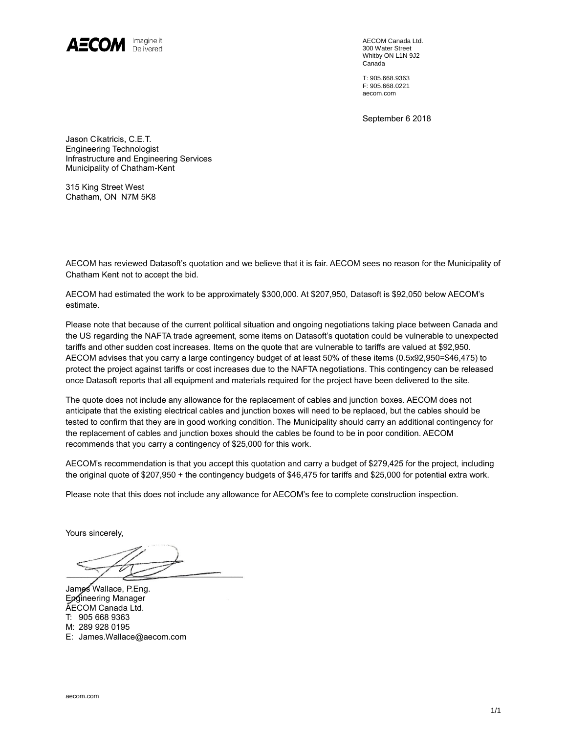AECOM Imagine it. Delivered.

AECOM Canada Ltd.
300 Water Street
Whitby ON L1N 9J2
Canada

T: 905.668.9363
F: 905.668.0221
aecom.com

September 6 2018

Jason Cikatricis, C.E.T.
Engineering Technologist
Infrastructure and Engineering Services
Municipality of Chatham-Kent

315 King Street West
Chatham, ON N7M 5K8

AECOM has reviewed Datasoft's quotation and we believe that it is fair. AECOM sees no reason for the Municipality of Chatham Kent not to accept the bid.

AECOM had estimated the work to be approximately $300,000. At $207,950, Datasoft is $92,050 below AECOM's estimate.

Please note that because of the current political situation and ongoing negotiations taking place between Canada and the US regarding the NAFTA trade agreement, some items on Datasoft's quotation could be vulnerable to unexpected tariffs and other sudden cost increases. Items on the quote that are vulnerable to tariffs are valued at $92,950. AECOM advises that you carry a large contingency budget of at least 50% of these items (0.5x92,950=$46,475) to protect the project against tariffs or cost increases due to the NAFTA negotiations. This contingency can be released once Datasoft reports that all equipment and materials required for the project have been delivered to the site.

The quote does not include any allowance for the replacement of cables and junction boxes. AECOM does not anticipate that the existing electrical cables and junction boxes will need to be replaced, but the cables should be tested to confirm that they are in good working condition. The Municipality should carry an additional contingency for the replacement of cables and junction boxes should the cables be found to be in poor condition. AECOM recommends that you carry a contingency of $25,000 for this work.

AECOM's recommendation is that you accept this quotation and carry a budget of $279,425 for the project, including the original quote of $207,950 + the contingency budgets of $46,475 for tariffs and $25,000 for potential extra work.

Please note that this does not include any allowance for AECOM's fee to complete construction inspection.

Yours sincerely,

James Wallace, P.Eng.
Engineering Manager
AECOM Canada Ltd.
T: 905 668 9363
M: 289 928 0195
E: James.Wallace@aecom.com

aecom.com